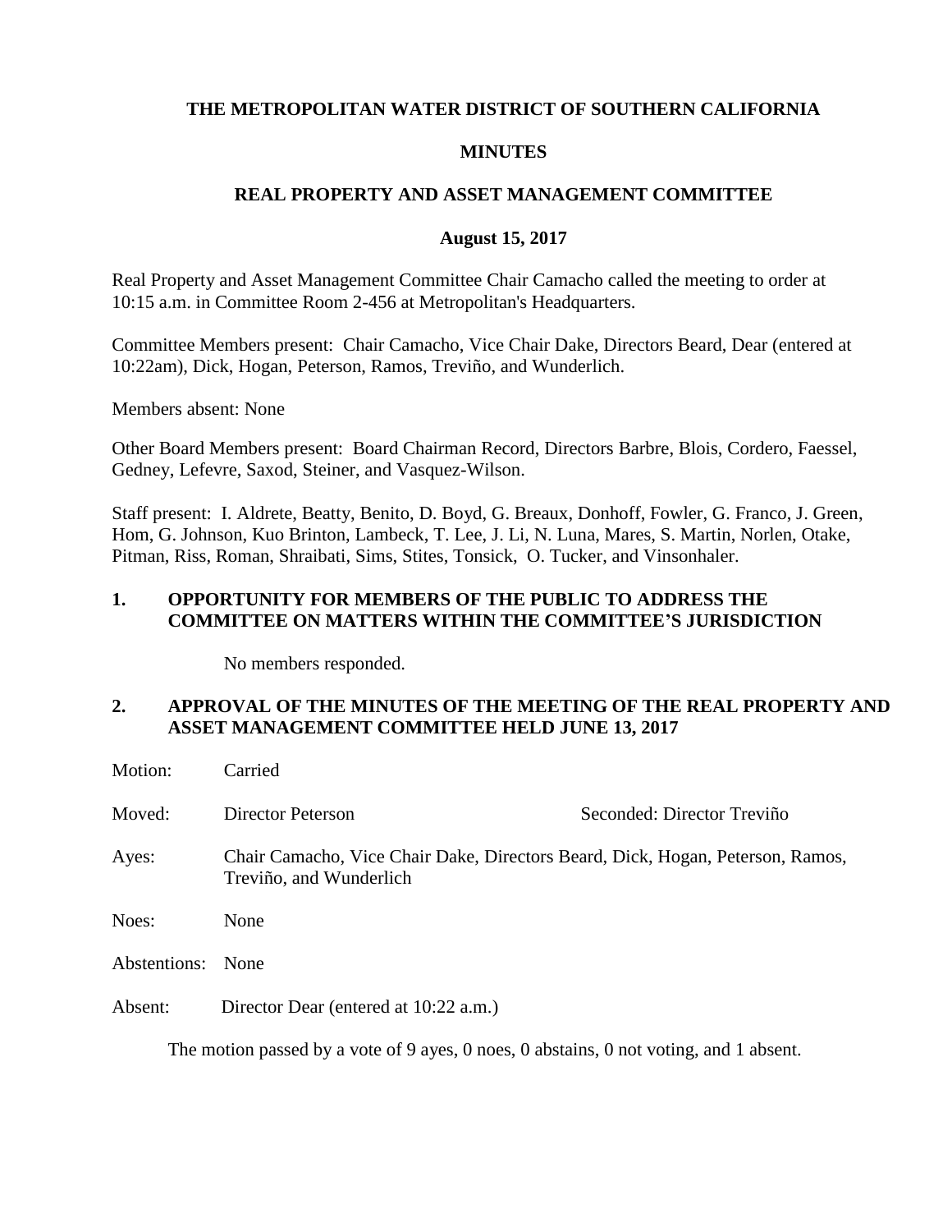# THE METROPOLITAN WATER DISTRICT OF SOUTHERN CALIFORNIA

## MINUTES

## REAL PROPERTY AND ASSET MANAGEMENT COMMITTEE

**August 15, 2017**

Real Property and Asset Management Committee Chair Camacho called the meeting to order at 10:15 a.m. in Committee Room 2-456 at Metropolitan's Headquarters.

Committee Members present: Chair Camacho, Vice Chair Dake, Directors Beard, Dear (entered at 10:22am), Dick, Hogan, Peterson, Ramos, Treviño, and Wunderlich.

Members absent: None

Other Board Members present: Board Chairman Record, Directors Barbre, Blois, Cordero, Faessel, Gedney, Lefevre, Saxod, Steiner, and Vasquez-Wilson.

Staff present: I. Aldrete, Beatty, Benito, D. Boyd, G. Breaux, Donhoff, Fowler, G. Franco, J. Green, Hom, G. Johnson, Kuo Brinton, Lambeck, T. Lee, J. Li, N. Luna, Mares, S. Martin, Norlen, Otake, Pitman, Riss, Roman, Shraibati, Sims, Stites, Tonsick, O. Tucker, and Vinsonhaler.

### 1. OPPORTUNITY FOR MEMBERS OF THE PUBLIC TO ADDRESS THE COMMITTEE ON MATTERS WITHIN THE COMMITTEE'S JURISDICTION

No members responded.

### 2. APPROVAL OF THE MINUTES OF THE MEETING OF THE REAL PROPERTY AND ASSET MANAGEMENT COMMITTEE HELD JUNE 13, 2017

Motion: Carried

Moved: Director Peterson    Seconded: Director Treviño

Ayes: Chair Camacho, Vice Chair Dake, Directors Beard, Dick, Hogan, Peterson, Ramos, Treviño, and Wunderlich

Noes: None

Abstentions: None

Absent: Director Dear (entered at 10:22 a.m.)

The motion passed by a vote of 9 ayes, 0 noes, 0 abstains, 0 not voting, and 1 absent.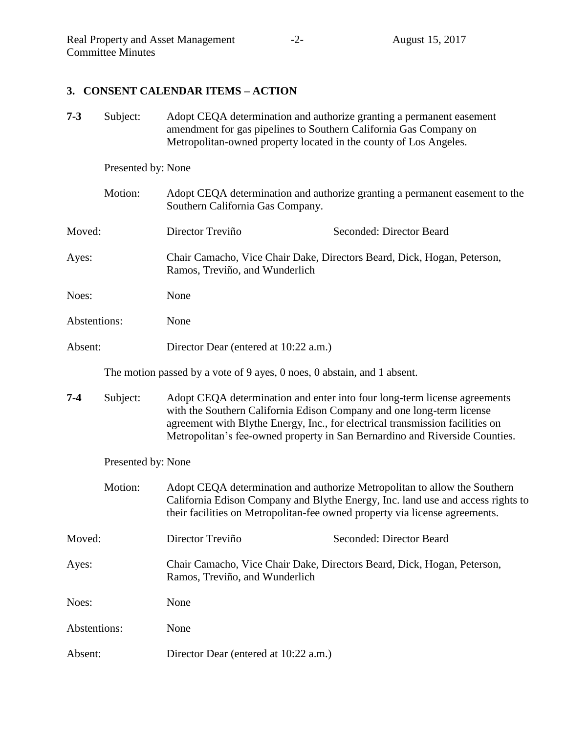## 3. CONSENT CALENDAR ITEMS – ACTION

**7-3** Subject: Adopt CEQA determination and authorize granting a permanent easement amendment for gas pipelines to Southern California Gas Company on Metropolitan-owned property located in the county of Los Angeles.

Presented by: None

Motion: Adopt CEQA determination and authorize granting a permanent easement to the Southern California Gas Company.

Moved: Director Treviño Seconded: Director Beard

Ayes: Chair Camacho, Vice Chair Dake, Directors Beard, Dick, Hogan, Peterson, Ramos, Treviño, and Wunderlich

Noes: None

Abstentions: None

Absent: Director Dear (entered at 10:22 a.m.)

The motion passed by a vote of 9 ayes, 0 noes, 0 abstain, and 1 absent.

**7-4** Subject: Adopt CEQA determination and enter into four long-term license agreements with the Southern California Edison Company and one long-term license agreement with Blythe Energy, Inc., for electrical transmission facilities on Metropolitan's fee-owned property in San Bernardino and Riverside Counties.

Presented by: None

Motion: Adopt CEQA determination and authorize Metropolitan to allow the Southern California Edison Company and Blythe Energy, Inc. land use and access rights to their facilities on Metropolitan-fee owned property via license agreements.

Moved: Director Treviño Seconded: Director Beard

Ayes: Chair Camacho, Vice Chair Dake, Directors Beard, Dick, Hogan, Peterson, Ramos, Treviño, and Wunderlich

Noes: None

Abstentions: None

Absent: Director Dear (entered at 10:22 a.m.)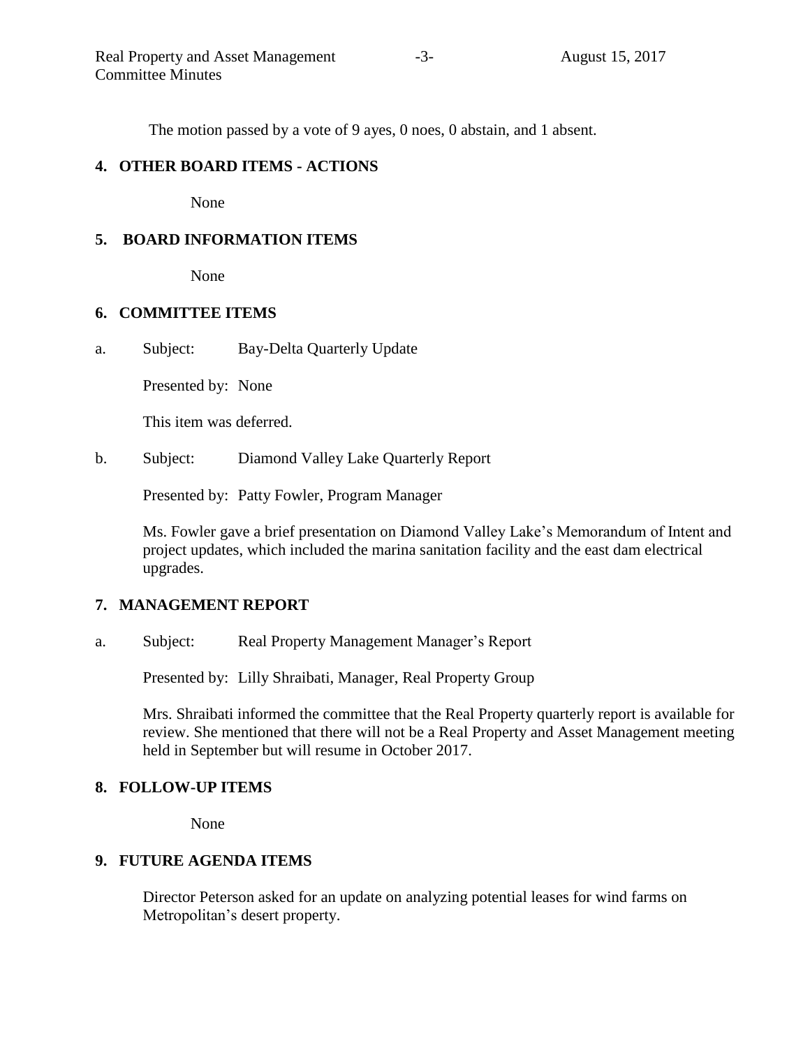The motion passed by a vote of 9 ayes, 0 noes, 0 abstain, and 1 absent.

## 4. OTHER BOARD ITEMS - ACTIONS

None

## 5. BOARD INFORMATION ITEMS

None

## 6. COMMITTEE ITEMS

a. Subject: Bay-Delta Quarterly Update

Presented by: None

This item was deferred.

b. Subject: Diamond Valley Lake Quarterly Report

Presented by: Patty Fowler, Program Manager

Ms. Fowler gave a brief presentation on Diamond Valley Lake's Memorandum of Intent and project updates, which included the marina sanitation facility and the east dam electrical upgrades.

## 7. MANAGEMENT REPORT

a. Subject: Real Property Management Manager's Report

Presented by: Lilly Shraibati, Manager, Real Property Group

Mrs. Shraibati informed the committee that the Real Property quarterly report is available for review. She mentioned that there will not be a Real Property and Asset Management meeting held in September but will resume in October 2017.

## 8. FOLLOW-UP ITEMS

None

## 9. FUTURE AGENDA ITEMS

Director Peterson asked for an update on analyzing potential leases for wind farms on Metropolitan's desert property.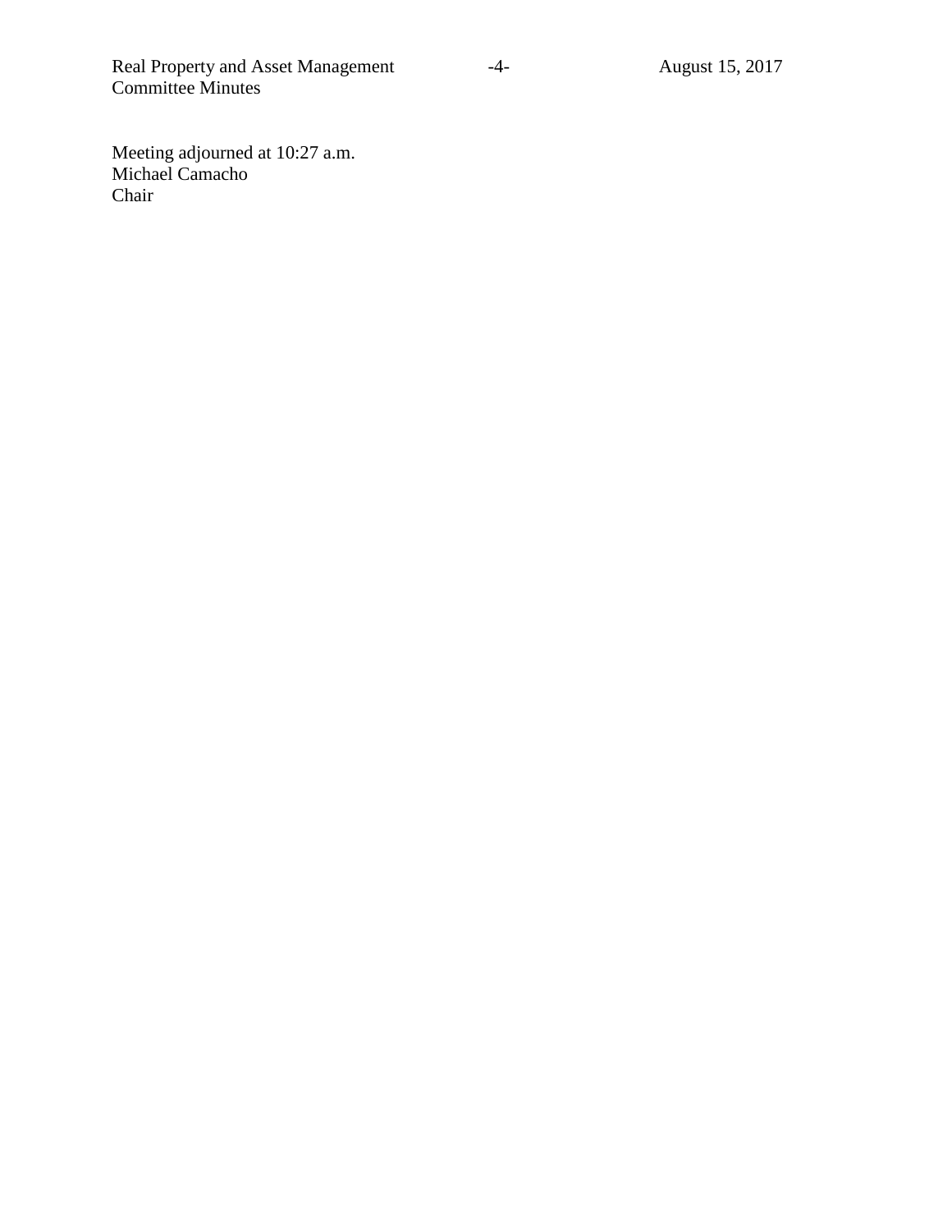Meeting adjourned at 10:27 a.m.
Michael Camacho
Chair